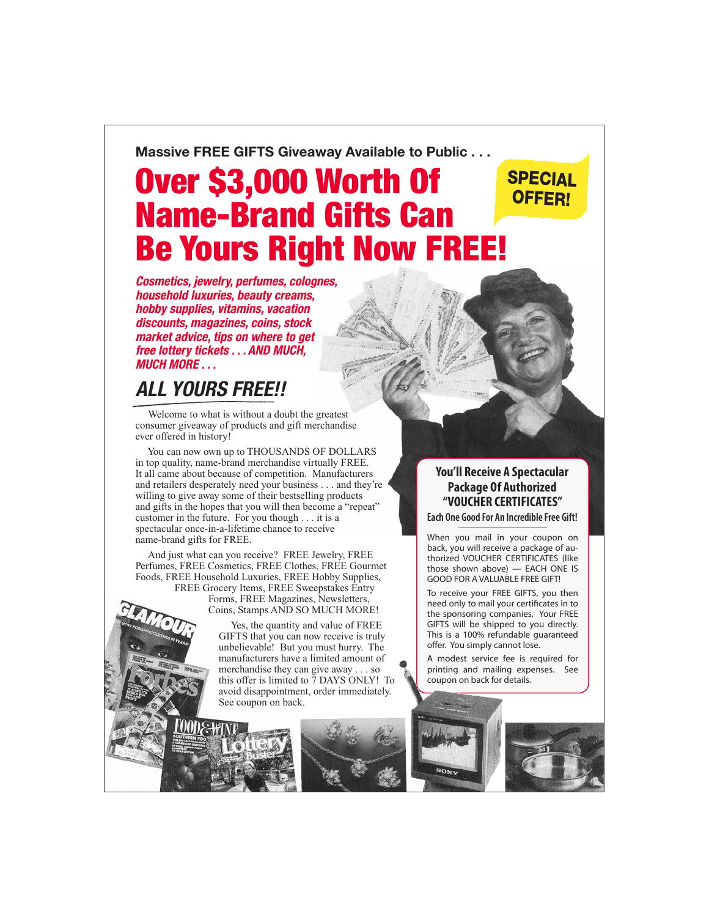**Massive FREE GIFTS Giveaway Available to Public . . .**

# Over $3,000 Worth Of Name-Brand Gifts Can Be Yours Right Now FREE!

**SPECIAL OFFER!**

***Cosmetics, jewelry, perfumes, colognes, household luxuries, beauty creams, hobby supplies, vitamins, vacation discounts, magazines, coins, stock market advice, tips on where to get free lottery tickets . . . AND MUCH, MUCH MORE . . .***

## *ALL YOURS FREE!!*

Welcome to what is without a doubt the greatest consumer giveaway of products and gift merchandise ever offered in history!

You can now own up to THOUSANDS OF DOLLARS in top quality, name-brand merchandise virtually FREE. It all came about because of competition. Manufacturers and retailers desperately need your business . . . and they're willing to give away some of their bestselling products and gifts in the hopes that you will then become a "repeat" customer in the future. For you though . . . it is a spectacular once-in-a-lifetime chance to receive name-brand gifts for FREE.

And just what can you receive? FREE Jewelry, FREE Perfumes, FREE Cosmetics, FREE Clothes, FREE Gourmet Foods, FREE Household Luxuries, FREE Hobby Supplies, FREE Grocery Items, FREE Sweepstakes Entry Forms, FREE Magazines, Newsletters, Coins, Stamps AND SO MUCH MORE!

Yes, the quantity and value of FREE GIFTS that you can now receive is truly unbelievable! But you must hurry. The manufacturers have a limited amount of merchandise they can give away . . . so this offer is limited to 7 DAYS ONLY! To avoid disappointment, order immediately. See coupon on back.

### You'll Receive A Spectacular Package Of Authorized "VOUCHER CERTIFICATES"

**Each One Good For An Incredible Free Gift!**

When you mail in your coupon on back, you will receive a package of authorized VOUCHER CERTIFICATES (like those shown above) — EACH ONE IS GOOD FOR A VALUABLE FREE GIFT!

To receive your FREE GIFTS, you then need only to mail your certificates in to the sponsoring companies. Your FREE GIFTS will be shipped to you directly. This is a 100% refundable guaranteed offer. You simply cannot lose.

A modest service fee is required for printing and mailing expenses. See coupon on back for details.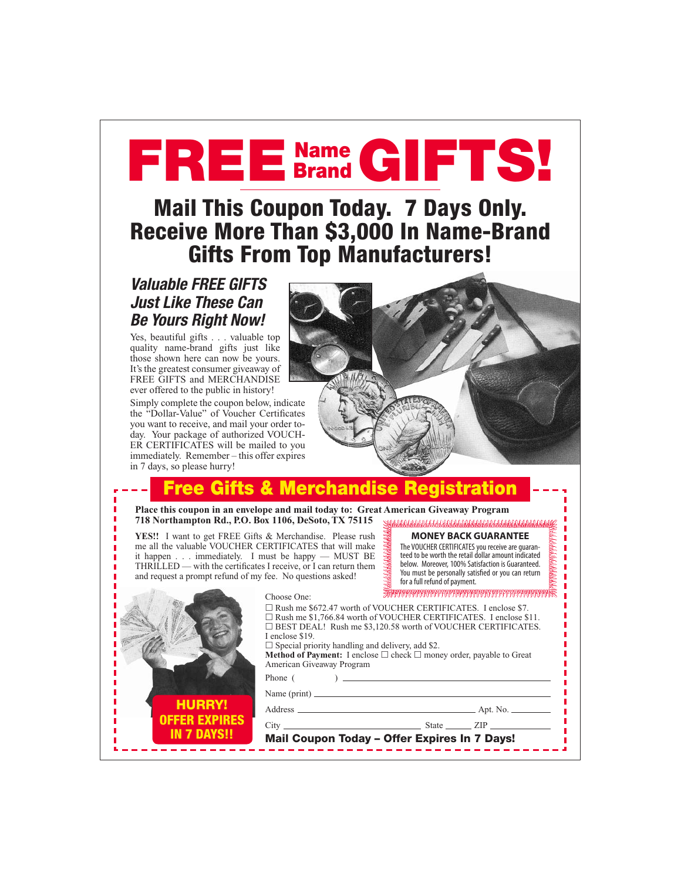# FREE Name Brand GIFTS!

## Mail This Coupon Today. 7 Days Only. Receive More Than $3,000 In Name-Brand Gifts From Top Manufacturers!

### *Valuable FREE GIFTS Just Like These Can Be Yours Right Now!*

Yes, beautiful gifts . . . valuable top quality name-brand gifts just like those shown here can now be yours. It's the greatest consumer giveaway of FREE GIFTS and MERCHANDISE ever offered to the public in history!

Simply complete the coupon below, indicate the "Dollar-Value" of Voucher Certificates you want to receive, and mail your order today. Your package of authorized VOUCHER CERTIFICATES will be mailed to you immediately. Remember – this offer expires in 7 days, so please hurry!

## Free Gifts & Merchandise Registration

**Place this coupon in an envelope and mail today to: Great American Giveaway Program 718 Northampton Rd., P.O. Box 1106, DeSoto, TX 75115**

**YES!!** I want to get FREE Gifts & Merchandise. Please rush me all the valuable VOUCHER CERTIFICATES that will make it happen . . . immediately. I must be happy — MUST BE THRILLED — with the certificates I receive, or I can return them and request a prompt refund of my fee. No questions asked!

**MONEY BACK GUARANTEE**

The VOUCHER CERTIFICATES you receive are guaranteed to be worth the retail dollar amount indicated below. Moreover, 100% Satisfaction is Guaranteed. You must be personally satisfied or you can return for a full refund of payment.

Choose One:

☐ Rush me $672.47 worth of VOUCHER CERTIFICATES. I enclose $7.
☐ Rush me $1,766.84 worth of VOUCHER CERTIFICATES. I enclose $11.
☐ BEST DEAL! Rush me $3,120.58 worth of VOUCHER CERTIFICATES. I enclose $19.
☐ Special priority handling and delivery, add $2.

**Method of Payment:** I enclose ☐ check ☐ money order, payable to Great American Giveaway Program

Phone ( ) ____________________

Name (print) ____________________

Address ____________________ Apt. No. ________

City ____________________ State ______ ZIP ________

**HURRY! OFFER EXPIRES IN 7 DAYS!!**

**Mail Coupon Today – Offer Expires In 7 Days!**